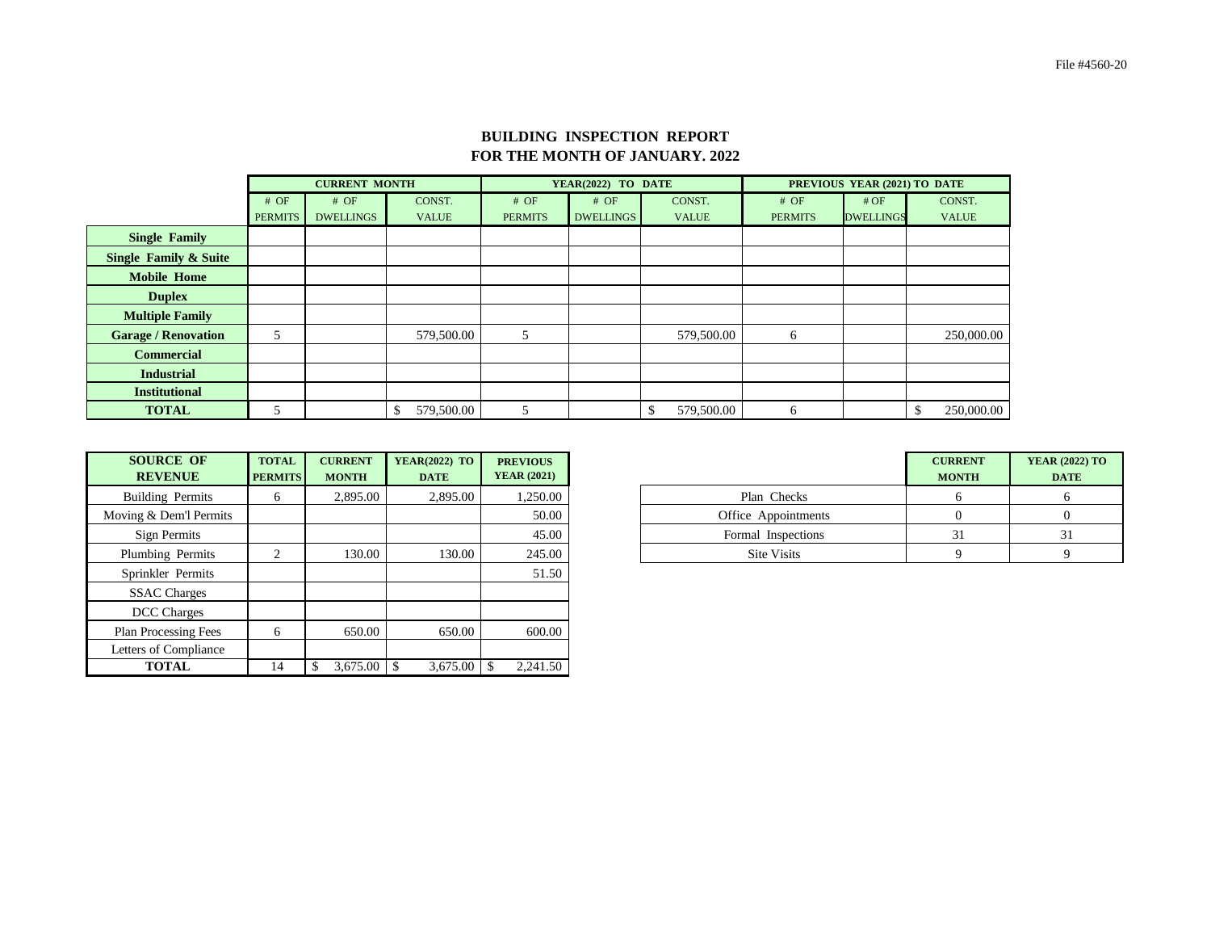File #4560-20

# BUILDING INSPECTION REPORT
## FOR THE MONTH OF JANUARY. 2022

| | CURRENT MONTH | | | YEAR(2022) TO DATE | | | PREVIOUS YEAR (2021) TO DATE | | |
|---|---|---|---|---|---|---|---|---|---|
| | # OF PERMITS | # OF DWELLINGS | CONST. VALUE | # OF PERMITS | # OF DWELLINGS | CONST. VALUE | # OF PERMITS | # OF DWELLINGS | CONST. VALUE |
| **Single Family** | | | | | | | | | |
| **Single Family & Suite** | | | | | | | | | |
| **Mobile Home** | | | | | | | | | |
| **Duplex** | | | | | | | | | |
| **Multiple Family** | | | | | | | | | |
| **Garage / Renovation** | 5 | | 579,500.00 | 5 | | 579,500.00 | 6 | | 250,000.00 |
| **Commercial** | | | | | | | | | |
| **Industrial** | | | | | | | | | |
| **Institutional** | | | | | | | | | |
| **TOTAL** | 5 | | $ 579,500.00 | 5 | | $ 579,500.00 | 6 | | $ 250,000.00 |

| SOURCE OF REVENUE | TOTAL PERMITS | CURRENT MONTH | YEAR(2022) TO DATE | PREVIOUS YEAR (2021) |
|---|---|---|---|---|
| Building Permits | 6 | 2,895.00 | 2,895.00 | 1,250.00 |
| Moving & Dem'l Permits | | | | 50.00 |
| Sign Permits | | | | 45.00 |
| Plumbing Permits | 2 | 130.00 | 130.00 | 245.00 |
| Sprinkler Permits | | | | 51.50 |
| SSAC Charges | | | | |
| DCC Charges | | | | |
| Plan Processing Fees | 6 | 650.00 | 650.00 | 600.00 |
| Letters of Compliance | | | | |
| **TOTAL** | 14 | $ 3,675.00 | $ 3,675.00 | $ 2,241.50 |

| | CURRENT MONTH | YEAR (2022) TO DATE |
|---|---|---|
| Plan Checks | 6 | 6 |
| Office Appointments | 0 | 0 |
| Formal Inspections | 31 | 31 |
| Site Visits | 9 | 9 |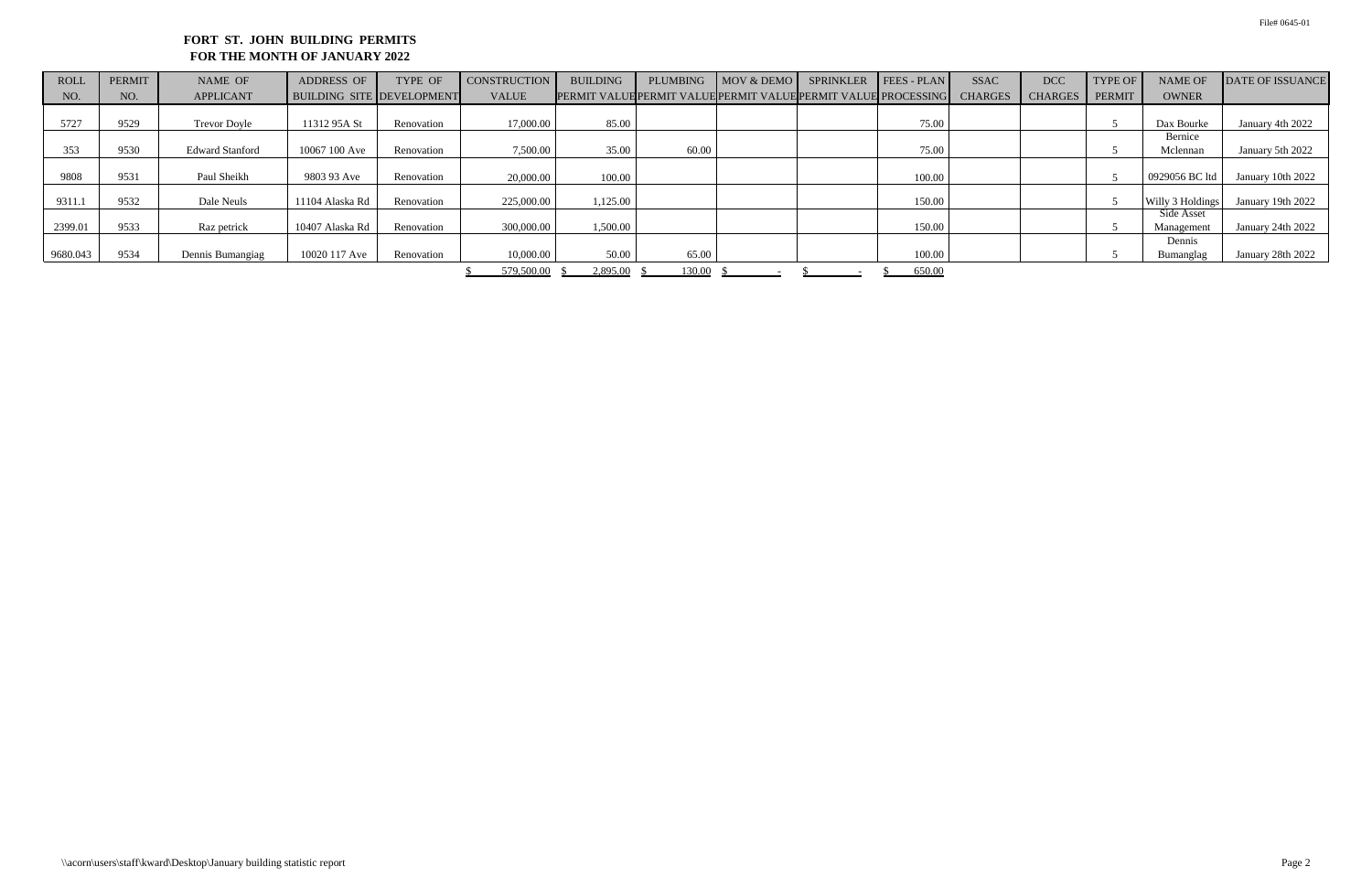**FORT ST. JOHN BUILDING PERMITS**
**FOR THE MONTH OF JANUARY 2022**

| ROLL NO. | PERMIT NO. | NAME OF APPLICANT | ADDRESS OF BUILDING SITE | TYPE OF DEVELOPMENT | CONSTRUCTION VALUE | BUILDING PERMIT VALUE | PLUMBING PERMIT VALUE | MOV & DEMO PERMIT VALUE | SPRINKLER PERMIT VALUE | FEES - PLAN PROCESSING | SSAC CHARGES | DCC CHARGES | TYPE OF PERMIT | NAME OF OWNER | DATE OF ISSUANCE |
|---|---|---|---|---|---|---|---|---|---|---|---|---|---|---|---|
| 5727 | 9529 | Trevor Doyle | 11312 95A St | Renovation | 17,000.00 | 85.00 | | | | 75.00 | | | 5 | Dax Bourke | January 4th 2022 |
| 353 | 9530 | Edward Stanford | 10067 100 Ave | Renovation | 7,500.00 | 35.00 | 60.00 | | | 75.00 | | | 5 | Bernice Mclennan | January 5th 2022 |
| 9808 | 9531 | Paul Sheikh | 9803 93 Ave | Renovation | 20,000.00 | 100.00 | | | | 100.00 | | | 5 | 0929056 BC ltd | January 10th 2022 |
| 9311.1 | 9532 | Dale Neuls | 11104 Alaska Rd | Renovation | 225,000.00 | 1,125.00 | | | | 150.00 | | | 5 | Willy 3 Holdings | January 19th 2022 |
| 2399.01 | 9533 | Raz petrick | 10407 Alaska Rd | Renovation | 300,000.00 | 1,500.00 | | | | 150.00 | | | 5 | Side Asset Management | January 24th 2022 |
| 9680.043 | 9534 | Dennis Bumangiag | 10020 117 Ave | Renovation | 10,000.00 | 50.00 | 65.00 | | | 100.00 | | | 5 | Dennis Bumanglag | January 28th 2022 |
| | | | | | $ 579,500.00 | $ 2,895.00 | $ 130.00 | $ - | $ - | $ 650.00 | | | | | |

\\acorn\users\staff\kward\Desktop\January building statistic report